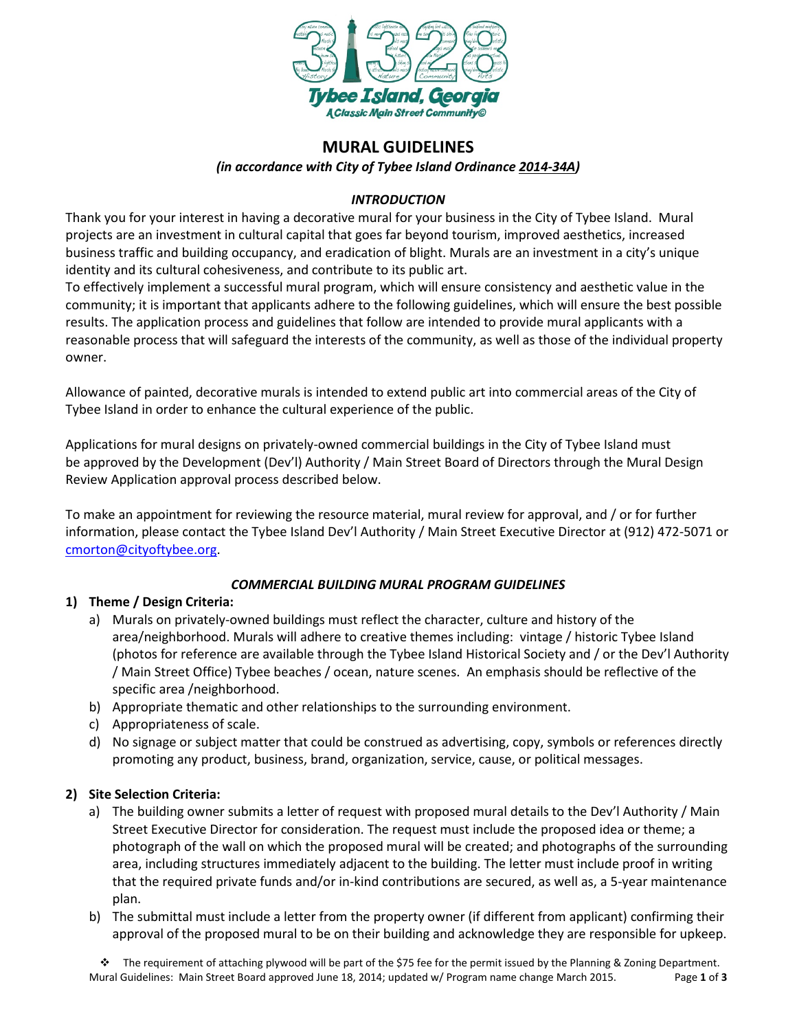31328

Tybee Island, Georgia

A Classic Main Street Community©

# MURAL GUIDELINES

***(in accordance with City of Tybee Island Ordinance 2014-34A)***

***INTRODUCTION***

Thank you for your interest in having a decorative mural for your business in the City of Tybee Island. Mural projects are an investment in cultural capital that goes far beyond tourism, improved aesthetics, increased business traffic and building occupancy, and eradication of blight. Murals are an investment in a city's unique identity and its cultural cohesiveness, and contribute to its public art.

To effectively implement a successful mural program, which will ensure consistency and aesthetic value in the community; it is important that applicants adhere to the following guidelines, which will ensure the best possible results. The application process and guidelines that follow are intended to provide mural applicants with a reasonable process that will safeguard the interests of the community, as well as those of the individual property owner.

Allowance of painted, decorative murals is intended to extend public art into commercial areas of the City of Tybee Island in order to enhance the cultural experience of the public.

Applications for mural designs on privately-owned commercial buildings in the City of Tybee Island must be approved by the Development (Dev'l) Authority / Main Street Board of Directors through the Mural Design Review Application approval process described below.

To make an appointment for reviewing the resource material, mural review for approval, and / or for further information, please contact the Tybee Island Dev'l Authority / Main Street Executive Director at (912) 472-5071 or cmorton@cityoftybee.org.

***COMMERCIAL BUILDING MURAL PROGRAM GUIDELINES***

1) **Theme / Design Criteria:**
   a) Murals on privately-owned buildings must reflect the character, culture and history of the area/neighborhood. Murals will adhere to creative themes including: vintage / historic Tybee Island (photos for reference are available through the Tybee Island Historical Society and / or the Dev'l Authority / Main Street Office) Tybee beaches / ocean, nature scenes. An emphasis should be reflective of the specific area /neighborhood.
   b) Appropriate thematic and other relationships to the surrounding environment.
   c) Appropriateness of scale.
   d) No signage or subject matter that could be construed as advertising, copy, symbols or references directly promoting any product, business, brand, organization, service, cause, or political messages.

2) **Site Selection Criteria:**
   a) The building owner submits a letter of request with proposed mural details to the Dev'l Authority / Main Street Executive Director for consideration. The request must include the proposed idea or theme; a photograph of the wall on which the proposed mural will be created; and photographs of the surrounding area, including structures immediately adjacent to the building. The letter must include proof in writing that the required private funds and/or in-kind contributions are secured, as well as, a 5-year maintenance plan.
   b) The submittal must include a letter from the property owner (if different from applicant) confirming their approval of the proposed mural to be on their building and acknowledge they are responsible for upkeep.

❖ The requirement of attaching plywood will be part of the $75 fee for the permit issued by the Planning & Zoning Department.

Mural Guidelines: Main Street Board approved June 18, 2014; updated w/ Program name change March 2015.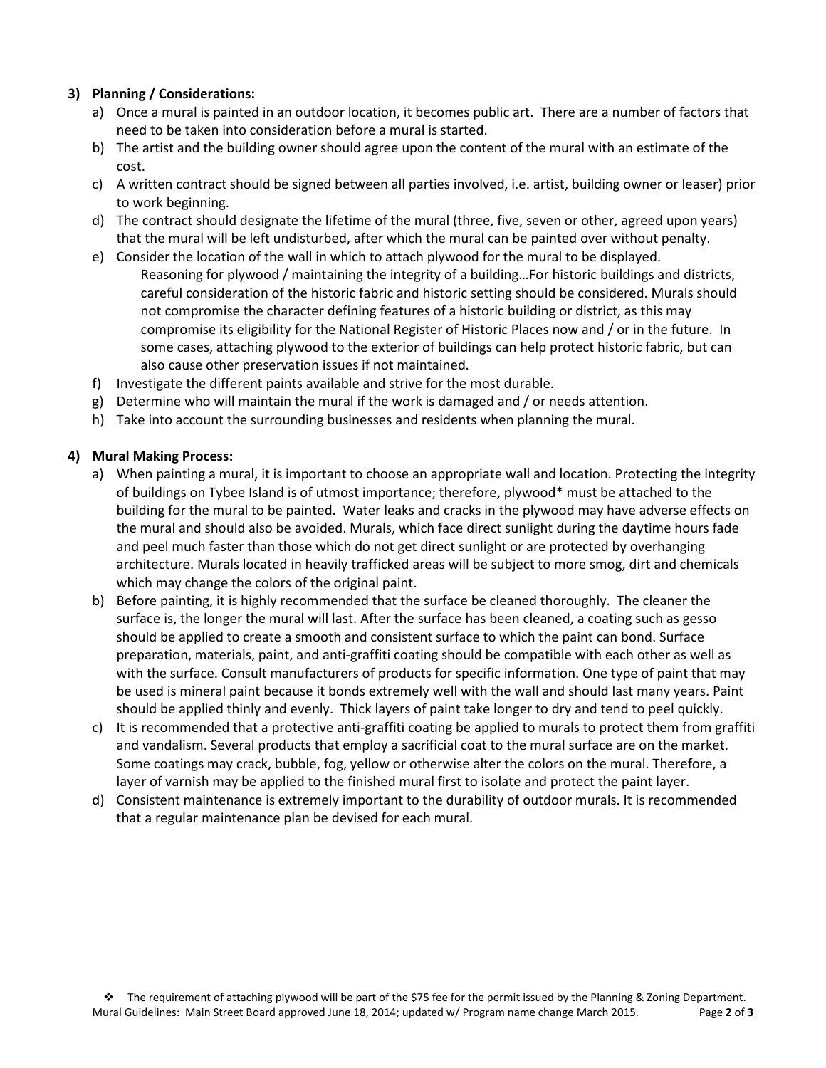**3) Planning / Considerations:**

a) Once a mural is painted in an outdoor location, it becomes public art. There are a number of factors that need to be taken into consideration before a mural is started.
b) The artist and the building owner should agree upon the content of the mural with an estimate of the cost.
c) A written contract should be signed between all parties involved, i.e. artist, building owner or leaser) prior to work beginning.
d) The contract should designate the lifetime of the mural (three, five, seven or other, agreed upon years) that the mural will be left undisturbed, after which the mural can be painted over without penalty.
e) Consider the location of the wall in which to attach plywood for the mural to be displayed.
   Reasoning for plywood / maintaining the integrity of a building…For historic buildings and districts, careful consideration of the historic fabric and historic setting should be considered. Murals should not compromise the character defining features of a historic building or district, as this may compromise its eligibility for the National Register of Historic Places now and / or in the future. In some cases, attaching plywood to the exterior of buildings can help protect historic fabric, but can also cause other preservation issues if not maintained.
f) Investigate the different paints available and strive for the most durable.
g) Determine who will maintain the mural if the work is damaged and / or needs attention.
h) Take into account the surrounding businesses and residents when planning the mural.

**4) Mural Making Process:**

a) When painting a mural, it is important to choose an appropriate wall and location. Protecting the integrity of buildings on Tybee Island is of utmost importance; therefore, plywood* must be attached to the building for the mural to be painted. Water leaks and cracks in the plywood may have adverse effects on the mural and should also be avoided. Murals, which face direct sunlight during the daytime hours fade and peel much faster than those which do not get direct sunlight or are protected by overhanging architecture. Murals located in heavily trafficked areas will be subject to more smog, dirt and chemicals which may change the colors of the original paint.
b) Before painting, it is highly recommended that the surface be cleaned thoroughly. The cleaner the surface is, the longer the mural will last. After the surface has been cleaned, a coating such as gesso should be applied to create a smooth and consistent surface to which the paint can bond. Surface preparation, materials, paint, and anti-graffiti coating should be compatible with each other as well as with the surface. Consult manufacturers of products for specific information. One type of paint that may be used is mineral paint because it bonds extremely well with the wall and should last many years. Paint should be applied thinly and evenly. Thick layers of paint take longer to dry and tend to peel quickly.
c) It is recommended that a protective anti-graffiti coating be applied to murals to protect them from graffiti and vandalism. Several products that employ a sacrificial coat to the mural surface are on the market. Some coatings may crack, bubble, fog, yellow or otherwise alter the colors on the mural. Therefore, a layer of varnish may be applied to the finished mural first to isolate and protect the paint layer.
d) Consistent maintenance is extremely important to the durability of outdoor murals. It is recommended that a regular maintenance plan be devised for each mural.

❖ The requirement of attaching plywood will be part of the $75 fee for the permit issued by the Planning & Zoning Department.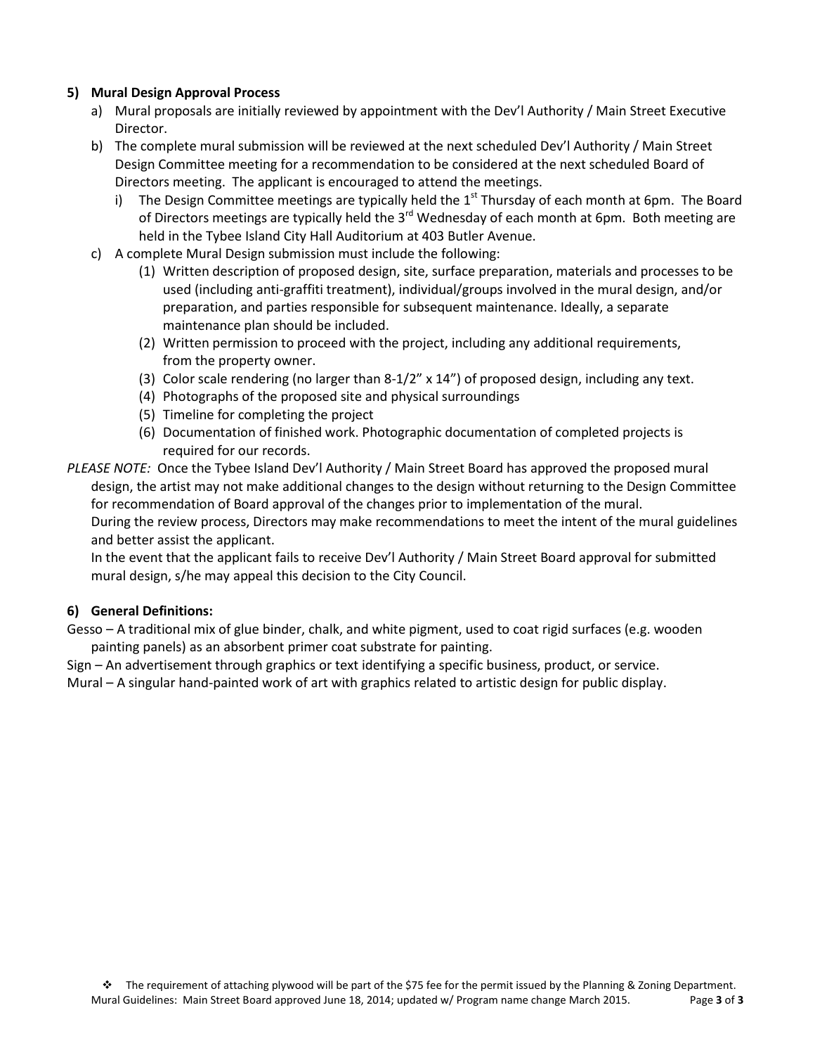**5) Mural Design Approval Process**

a) Mural proposals are initially reviewed by appointment with the Dev'l Authority / Main Street Executive Director.

b) The complete mural submission will be reviewed at the next scheduled Dev'l Authority / Main Street Design Committee meeting for a recommendation to be considered at the next scheduled Board of Directors meeting. The applicant is encouraged to attend the meetings.

   i) The Design Committee meetings are typically held the 1st Thursday of each month at 6pm. The Board of Directors meetings are typically held the 3rd Wednesday of each month at 6pm. Both meeting are held in the Tybee Island City Hall Auditorium at 403 Butler Avenue.

c) A complete Mural Design submission must include the following:

   (1) Written description of proposed design, site, surface preparation, materials and processes to be used (including anti-graffiti treatment), individual/groups involved in the mural design, and/or preparation, and parties responsible for subsequent maintenance. Ideally, a separate maintenance plan should be included.

   (2) Written permission to proceed with the project, including any additional requirements, from the property owner.

   (3) Color scale rendering (no larger than 8-1/2" x 14") of proposed design, including any text.

   (4) Photographs of the proposed site and physical surroundings

   (5) Timeline for completing the project

   (6) Documentation of finished work. Photographic documentation of completed projects is required for our records.

*PLEASE NOTE:* Once the Tybee Island Dev'l Authority / Main Street Board has approved the proposed mural design, the artist may not make additional changes to the design without returning to the Design Committee for recommendation of Board approval of the changes prior to implementation of the mural.

During the review process, Directors may make recommendations to meet the intent of the mural guidelines and better assist the applicant.

In the event that the applicant fails to receive Dev'l Authority / Main Street Board approval for submitted mural design, s/he may appeal this decision to the City Council.

**6) General Definitions:**

Gesso – A traditional mix of glue binder, chalk, and white pigment, used to coat rigid surfaces (e.g. wooden painting panels) as an absorbent primer coat substrate for painting.

Sign – An advertisement through graphics or text identifying a specific business, product, or service.

Mural – A singular hand-painted work of art with graphics related to artistic design for public display.

❖ The requirement of attaching plywood will be part of the $75 fee for the permit issued by the Planning & Zoning Department.